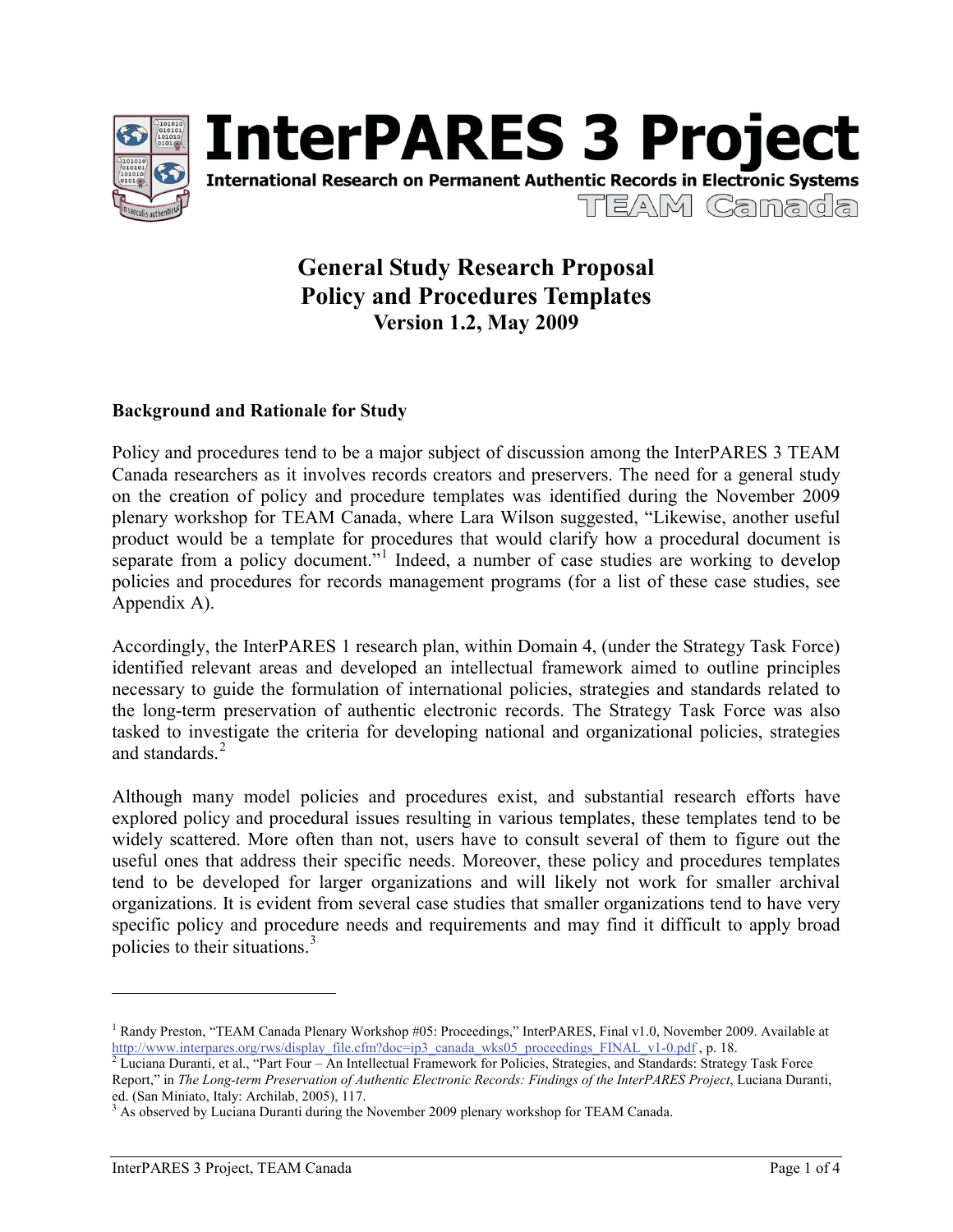# InterPARES 3 Project

**International Research on Permanent Authentic Records in Electronic Systems**

TEAM Canada

## General Study Research Proposal
## Policy and Procedures Templates
### Version 1.2, May 2009

### Background and Rationale for Study

Policy and procedures tend to be a major subject of discussion among the InterPARES 3 TEAM Canada researchers as it involves records creators and preservers. The need for a general study on the creation of policy and procedure templates was identified during the November 2009 plenary workshop for TEAM Canada, where Lara Wilson suggested, "Likewise, another useful product would be a template for procedures that would clarify how a procedural document is separate from a policy document."[1] Indeed, a number of case studies are working to develop policies and procedures for records management programs (for a list of these case studies, see Appendix A).

Accordingly, the InterPARES 1 research plan, within Domain 4, (under the Strategy Task Force) identified relevant areas and developed an intellectual framework aimed to outline principles necessary to guide the formulation of international policies, strategies and standards related to the long-term preservation of authentic electronic records. The Strategy Task Force was also tasked to investigate the criteria for developing national and organizational policies, strategies and standards.[2]

Although many model policies and procedures exist, and substantial research efforts have explored policy and procedural issues resulting in various templates, these templates tend to be widely scattered. More often than not, users have to consult several of them to figure out the useful ones that address their specific needs. Moreover, these policy and procedures templates tend to be developed for larger organizations and will likely not work for smaller archival organizations. It is evident from several case studies that smaller organizations tend to have very specific policy and procedure needs and requirements and may find it difficult to apply broad policies to their situations.[3]

---

[1] Randy Preston, "TEAM Canada Plenary Workshop #05: Proceedings," InterPARES, Final v1.0, November 2009. Available at http://www.interpares.org/rws/display_file.cfm?doc=ip3_canada_wks05_proceedings_FINAL_v1-0.pdf , p. 18.

[2] Luciana Duranti, et al., "Part Four – An Intellectual Framework for Policies, Strategies, and Standards: Strategy Task Force Report," in *The Long-term Preservation of Authentic Electronic Records: Findings of the InterPARES Project*, Luciana Duranti, ed. (San Miniato, Italy: Archilab, 2005), 117.

[3] As observed by Luciana Duranti during the November 2009 plenary workshop for TEAM Canada.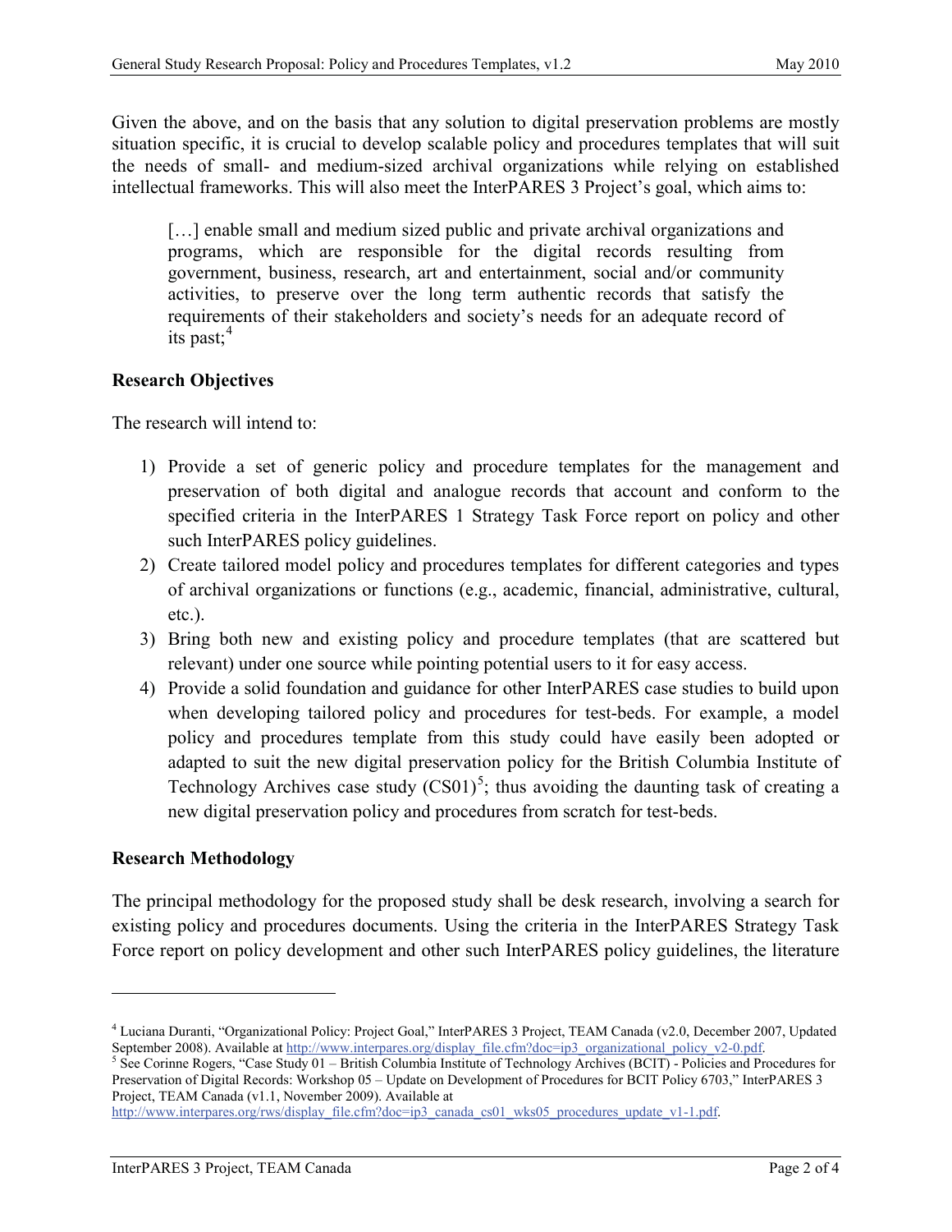Given the above, and on the basis that any solution to digital preservation problems are mostly situation specific, it is crucial to develop scalable policy and procedures templates that will suit the needs of small- and medium-sized archival organizations while relying on established intellectual frameworks. This will also meet the InterPARES 3 Project's goal, which aims to:

> […] enable small and medium sized public and private archival organizations and programs, which are responsible for the digital records resulting from government, business, research, art and entertainment, social and/or community activities, to preserve over the long term authentic records that satisfy the requirements of their stakeholders and society's needs for an adequate record of its past;[4]

**Research Objectives**

The research will intend to:

1) Provide a set of generic policy and procedure templates for the management and preservation of both digital and analogue records that account and conform to the specified criteria in the InterPARES 1 Strategy Task Force report on policy and other such InterPARES policy guidelines.
2) Create tailored model policy and procedures templates for different categories and types of archival organizations or functions (e.g., academic, financial, administrative, cultural, etc.).
3) Bring both new and existing policy and procedure templates (that are scattered but relevant) under one source while pointing potential users to it for easy access.
4) Provide a solid foundation and guidance for other InterPARES case studies to build upon when developing tailored policy and procedures for test-beds. For example, a model policy and procedures template from this study could have easily been adopted or adapted to suit the new digital preservation policy for the British Columbia Institute of Technology Archives case study (CS01)[5]; thus avoiding the daunting task of creating a new digital preservation policy and procedures from scratch for test-beds.

**Research Methodology**

The principal methodology for the proposed study shall be desk research, involving a search for existing policy and procedures documents. Using the criteria in the InterPARES Strategy Task Force report on policy development and other such InterPARES policy guidelines, the literature

---

[4] Luciana Duranti, "Organizational Policy: Project Goal," InterPARES 3 Project, TEAM Canada (v2.0, December 2007, Updated September 2008). Available at http://www.interpares.org/display_file.cfm?doc=ip3_organizational_policy_v2-0.pdf.

[5] See Corinne Rogers, "Case Study 01 – British Columbia Institute of Technology Archives (BCIT) - Policies and Procedures for Preservation of Digital Records: Workshop 05 – Update on Development of Procedures for BCIT Policy 6703," InterPARES 3 Project, TEAM Canada (v1.1, November 2009). Available at http://www.interpares.org/rws/display_file.cfm?doc=ip3_canada_cs01_wks05_procedures_update_v1-1.pdf.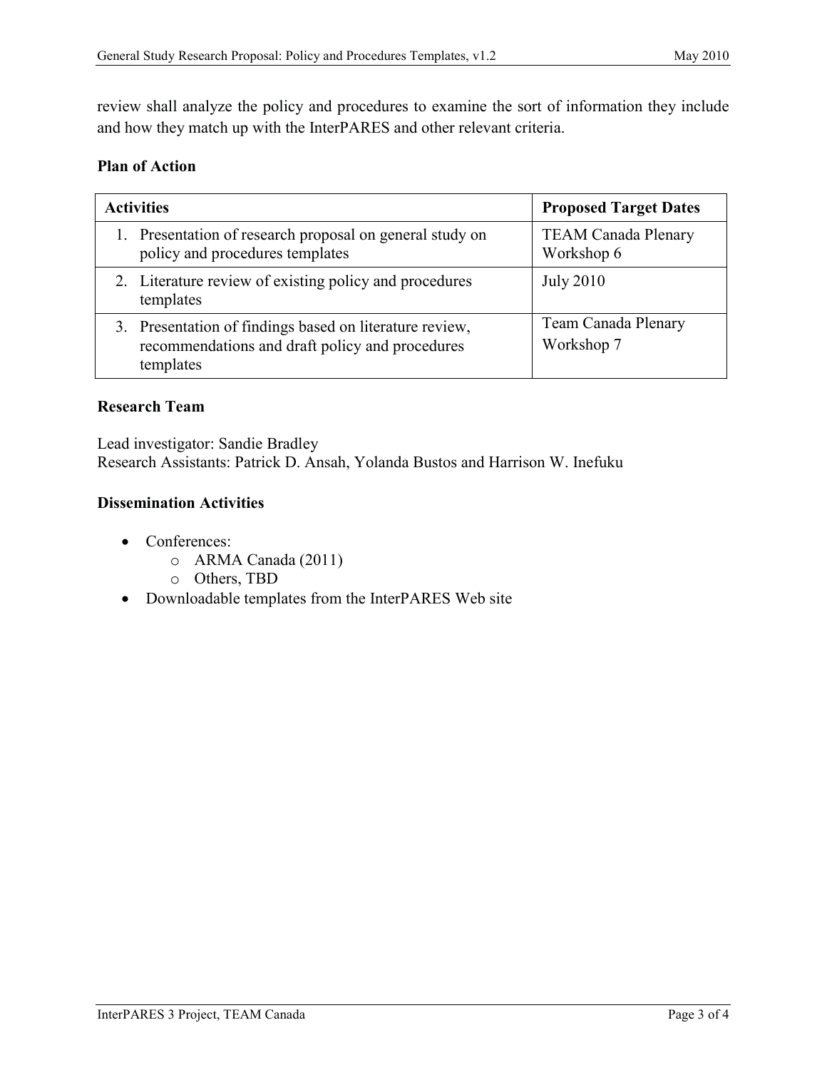review shall analyze the policy and procedures to examine the sort of information they include and how they match up with the InterPARES and other relevant criteria.

**Plan of Action**

| Activities | Proposed Target Dates |
|---|---|
| 1. Presentation of research proposal on general study on policy and procedures templates | TEAM Canada Plenary Workshop 6 |
| 2. Literature review of existing policy and procedures templates | July 2010 |
| 3. Presentation of findings based on literature review, recommendations and draft policy and procedures templates | Team Canada Plenary Workshop 7 |

**Research Team**

Lead investigator: Sandie Bradley
Research Assistants: Patrick D. Ansah, Yolanda Bustos and Harrison W. Inefuku

**Dissemination Activities**

- Conferences:
  - ARMA Canada (2011)
  - Others, TBD
- Downloadable templates from the InterPARES Web site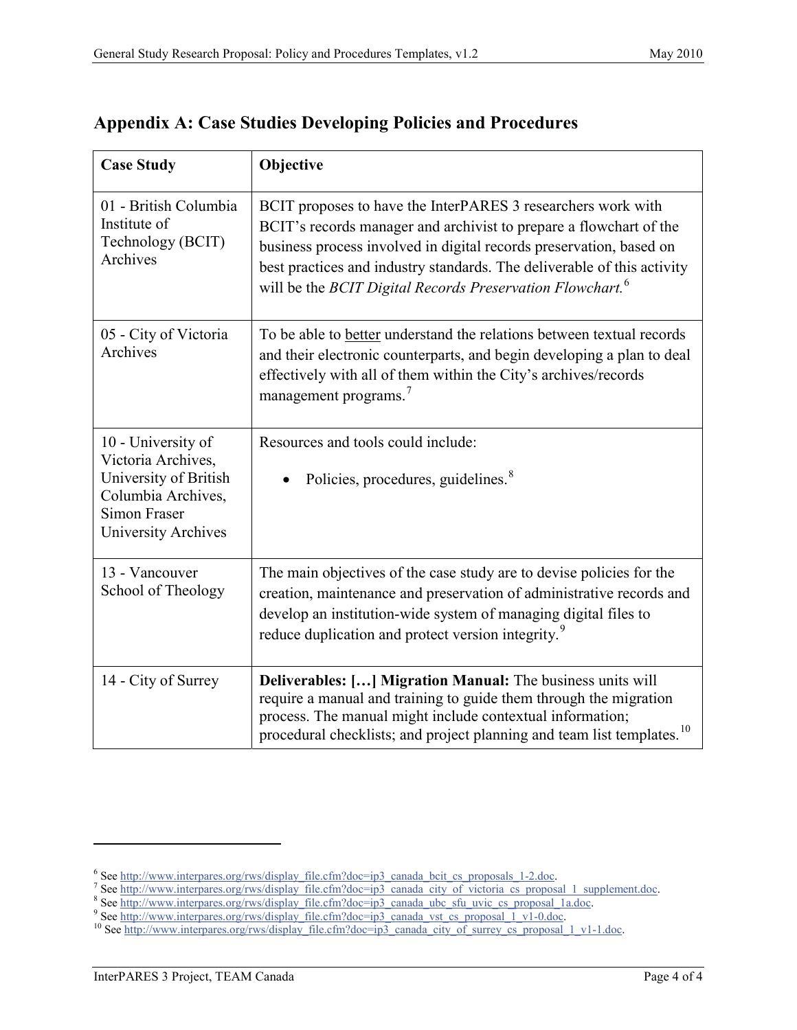## Appendix A: Case Studies Developing Policies and Procedures

| Case Study | Objective |
| --- | --- |
| 01 - British Columbia Institute of Technology (BCIT) Archives | BCIT proposes to have the InterPARES 3 researchers work with BCIT's records manager and archivist to prepare a flowchart of the business process involved in digital records preservation, based on best practices and industry standards. The deliverable of this activity will be the *BCIT Digital Records Preservation Flowchart.*[6] |
| 05 - City of Victoria Archives | To be able to <u>better</u> understand the relations between textual records and their electronic counterparts, and begin developing a plan to deal effectively with all of them within the City's archives/records management programs.[7] |
| 10 - University of Victoria Archives, University of British Columbia Archives, Simon Fraser University Archives | Resources and tools could include: <br>• Policies, procedures, guidelines.[8] |
| 13 - Vancouver School of Theology | The main objectives of the case study are to devise policies for the creation, maintenance and preservation of administrative records and develop an institution-wide system of managing digital files to reduce duplication and protect version integrity.[9] |
| 14 - City of Surrey | **Deliverables: […] Migration Manual:** The business units will require a manual and training to guide them through the migration process. The manual might include contextual information; procedural checklists; and project planning and team list templates.[10] |

---

[6] See http://www.interpares.org/rws/display_file.cfm?doc=ip3_canada_bcit_cs_proposals_1-2.doc.
[7] See http://www.interpares.org/rws/display_file.cfm?doc=ip3_canada_city_of_victoria_cs_proposal_1_supplement.doc.
[8] See http://www.interpares.org/rws/display_file.cfm?doc=ip3_canada_ubc_sfu_uvic_cs_proposal_1a.doc.
[9] See http://www.interpares.org/rws/display_file.cfm?doc=ip3_canada_vst_cs_proposal_1_v1-0.doc.
[10] See http://www.interpares.org/rws/display_file.cfm?doc=ip3_canada_city_of_surrey_cs_proposal_1_v1-1.doc.